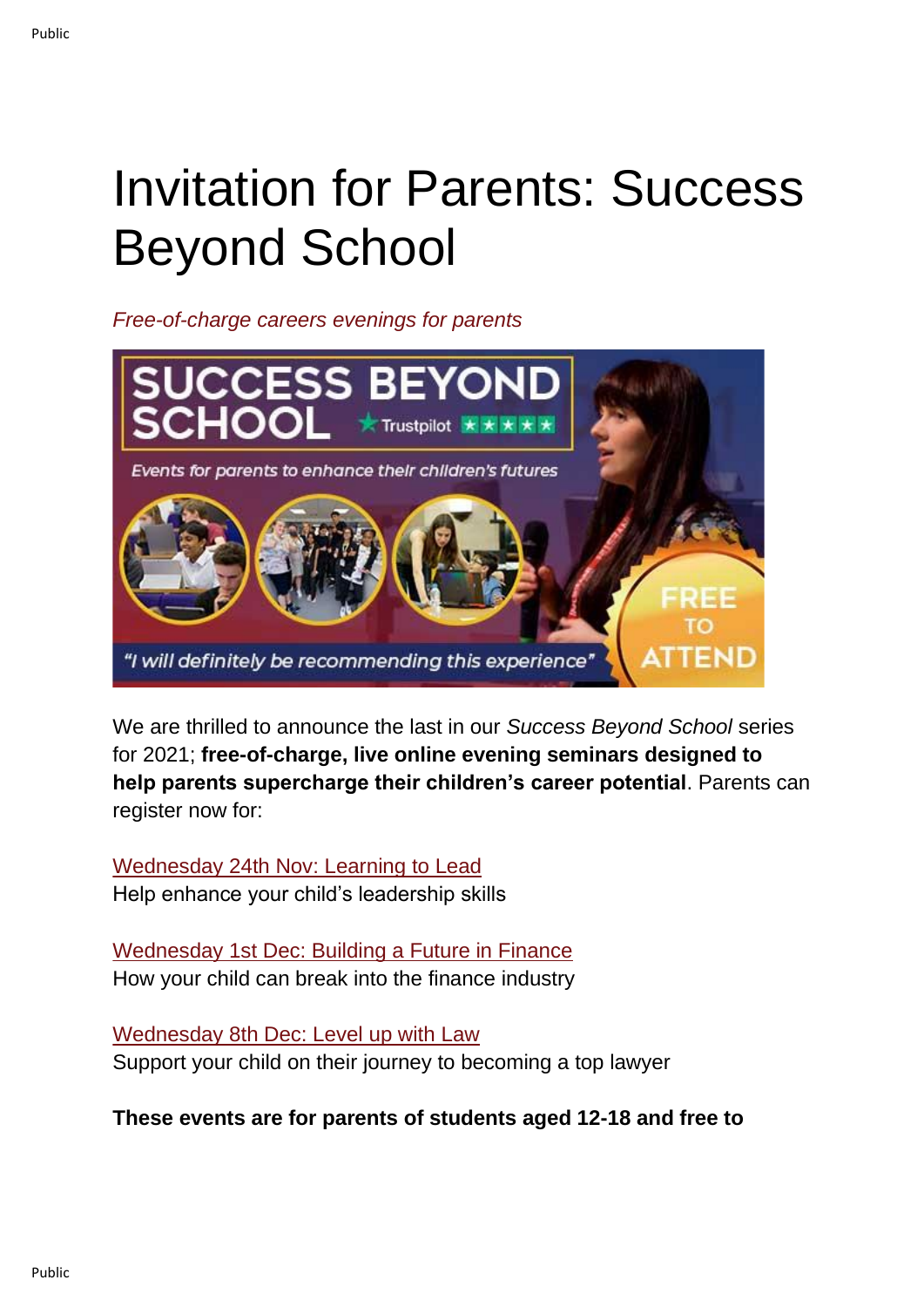# Invitation for Parents: Success Beyond School

*Free-of-charge careers evenings for parents*

We are thrilled to announce the last in our *Success Beyond School* series for 2021; **free-of-charge, live online evening seminars designed to help parents supercharge their children's career potential**. Parents can register now for:

Wednesday 24th Nov: Learning to Lead
Help enhance your child's leadership skills

Wednesday 1st Dec: Building a Future in Finance
How your child can break into the finance industry

Wednesday 8th Dec: Level up with Law
Support your child on their journey to becoming a top lawyer

**These events are for parents of students aged 12-18 and free to**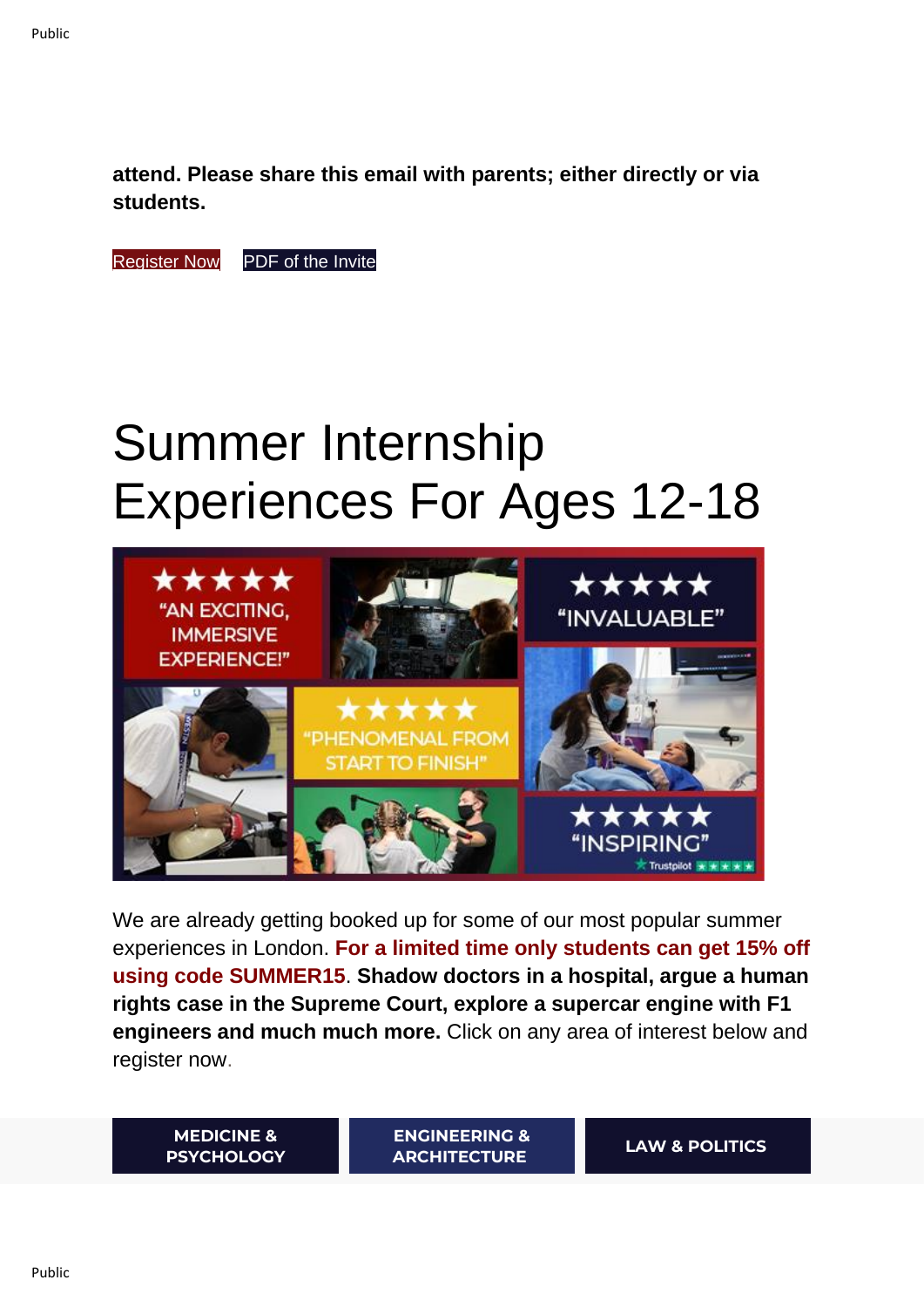**attend. Please share this email with parents; either directly or via students.**

Register Now PDF of the Invite

# Summer Internship Experiences For Ages 12-18

We are already getting booked up for some of our most popular summer experiences in London. **For a limited time only students can get 15% off using code SUMMER15**. **Shadow doctors in a hospital, argue a human rights case in the Supreme Court, explore a supercar engine with F1 engineers and much much more.** Click on any area of interest below and register now.

| MEDICINE & PSYCHOLOGY | ENGINEERING & ARCHITECTURE | LAW & POLITICS |
| --- | --- | --- |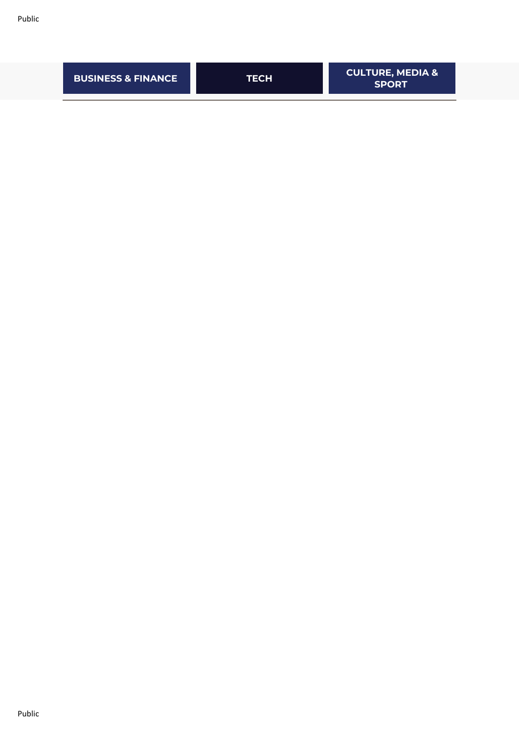BUSINESS & FINANCE

TECH

CULTURE, MEDIA & SPORT